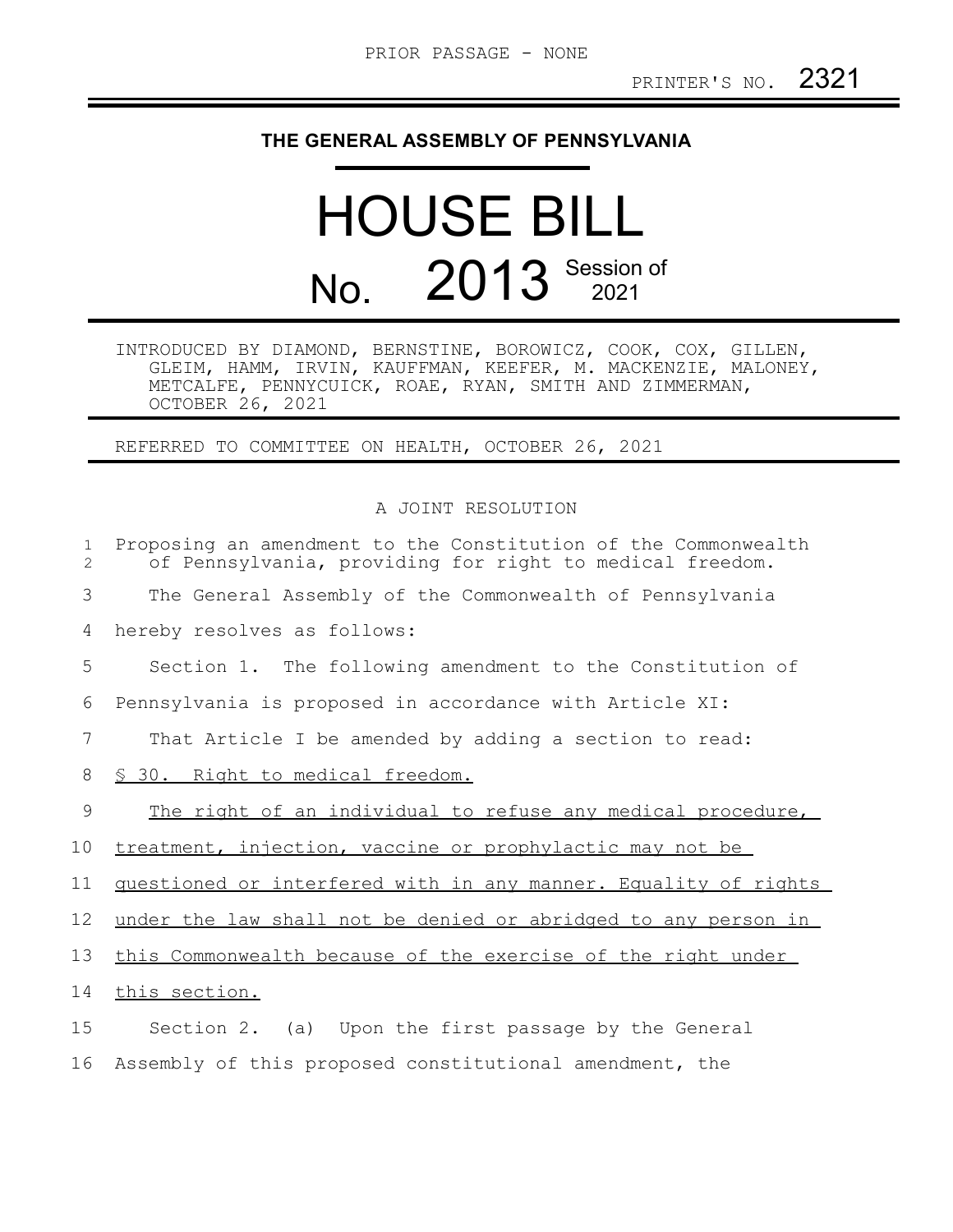PRIOR PASSAGE - NONE

PRINTER'S NO. 2321

# THE GENERAL ASSEMBLY OF PENNSYLVANIA

# HOUSE BILL

## No. 2013 Session of 2021

INTRODUCED BY DIAMOND, BERNSTINE, BOROWICZ, COOK, COX, GILLEN, GLEIM, HAMM, IRVIN, KAUFFMAN, KEEFER, M. MACKENZIE, MALONEY, METCALFE, PENNYCUICK, ROAE, RYAN, SMITH AND ZIMMERMAN, OCTOBER 26, 2021

REFERRED TO COMMITTEE ON HEALTH, OCTOBER 26, 2021

A JOINT RESOLUTION

Proposing an amendment to the Constitution of the Commonwealth of Pennsylvania, providing for right to medical freedom.

The General Assembly of the Commonwealth of Pennsylvania hereby resolves as follows:

Section 1. The following amendment to the Constitution of Pennsylvania is proposed in accordance with Article XI:

That Article I be amended by adding a section to read:

§ 30. Right to medical freedom.

The right of an individual to refuse any medical procedure, treatment, injection, vaccine or prophylactic may not be questioned or interfered with in any manner. Equality of rights under the law shall not be denied or abridged to any person in this Commonwealth because of the exercise of the right under this section.

Section 2. (a) Upon the first passage by the General Assembly of this proposed constitutional amendment, the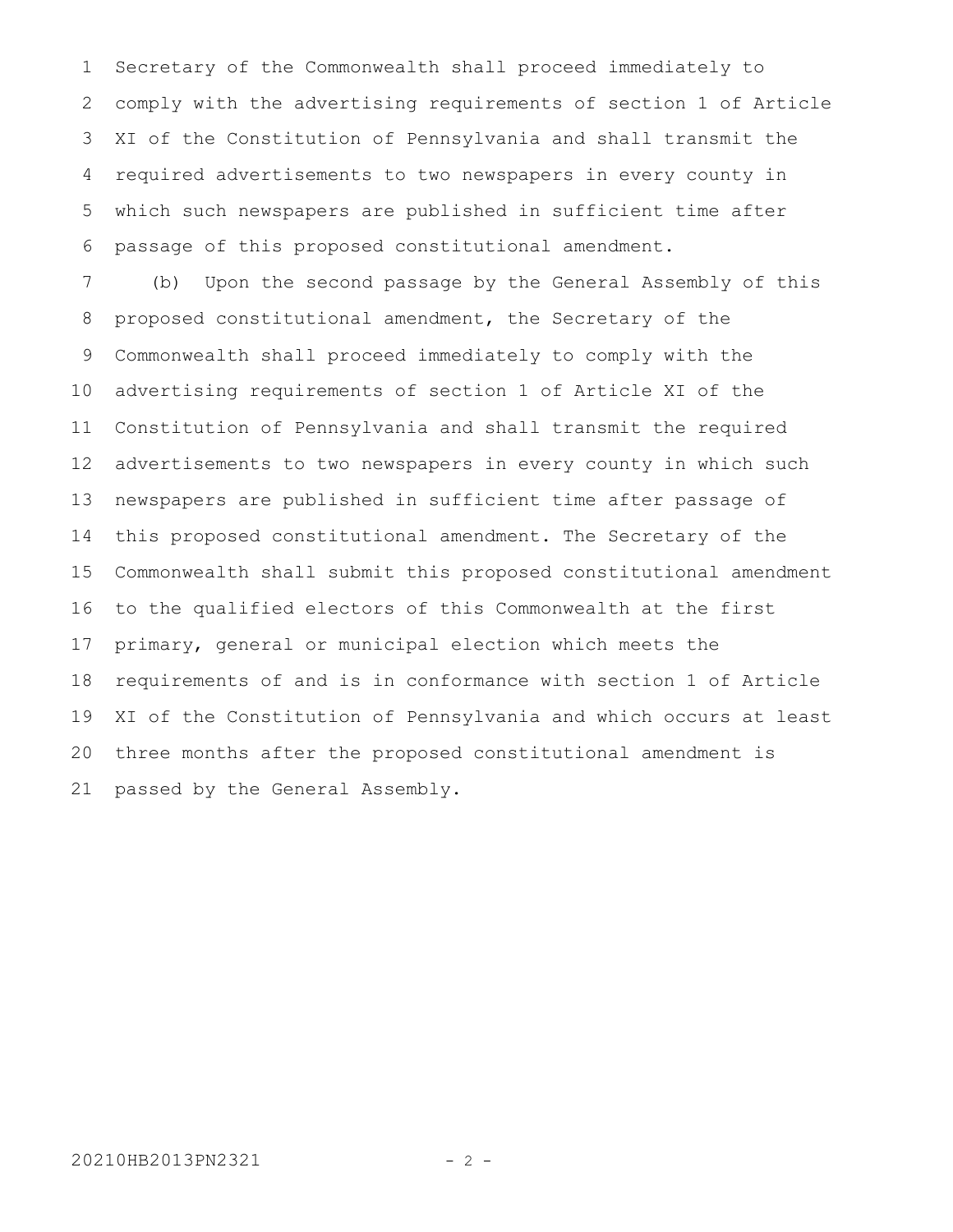Secretary of the Commonwealth shall proceed immediately to comply with the advertising requirements of section 1 of Article XI of the Constitution of Pennsylvania and shall transmit the required advertisements to two newspapers in every county in which such newspapers are published in sufficient time after passage of this proposed constitutional amendment.

(b) Upon the second passage by the General Assembly of this proposed constitutional amendment, the Secretary of the Commonwealth shall proceed immediately to comply with the advertising requirements of section 1 of Article XI of the Constitution of Pennsylvania and shall transmit the required advertisements to two newspapers in every county in which such newspapers are published in sufficient time after passage of this proposed constitutional amendment. The Secretary of the Commonwealth shall submit this proposed constitutional amendment to the qualified electors of this Commonwealth at the first primary, general or municipal election which meets the requirements of and is in conformance with section 1 of Article XI of the Constitution of Pennsylvania and which occurs at least three months after the proposed constitutional amendment is passed by the General Assembly.